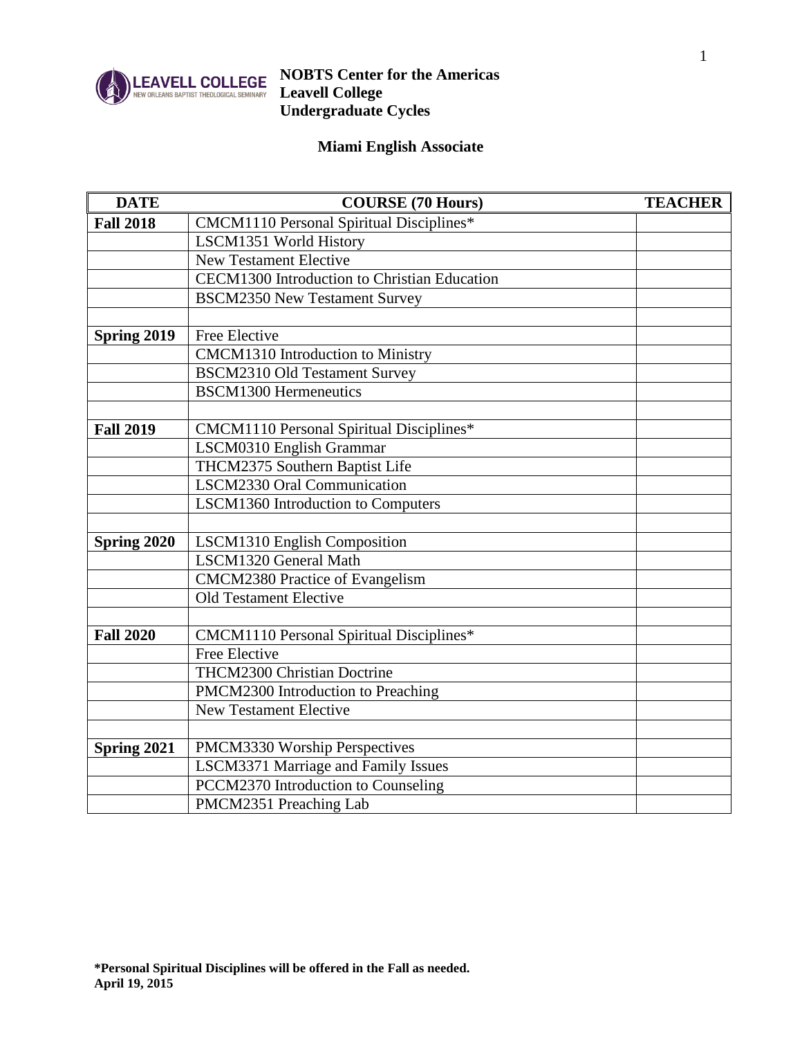**NOBTS Center for the Americas**
**Leavell College**
**Undergraduate Cycles**

## Miami English Associate

| DATE | COURSE (70 Hours) | TEACHER |
|---|---|---|
| **Fall 2018** | CMCM1110 Personal Spiritual Disciplines* | |
| | LSCM1351 World History | |
| | New Testament Elective | |
| | CECM1300 Introduction to Christian Education | |
| | BSCM2350 New Testament Survey | |
| | | |
| **Spring 2019** | Free Elective | |
| | CMCM1310 Introduction to Ministry | |
| | BSCM2310 Old Testament Survey | |
| | BSCM1300 Hermeneutics | |
| | | |
| **Fall 2019** | CMCM1110 Personal Spiritual Disciplines* | |
| | LSCM0310 English Grammar | |
| | THCM2375 Southern Baptist Life | |
| | LSCM2330 Oral Communication | |
| | LSCM1360 Introduction to Computers | |
| | | |
| **Spring 2020** | LSCM1310 English Composition | |
| | LSCM1320 General Math | |
| | CMCM2380 Practice of Evangelism | |
| | Old Testament Elective | |
| | | |
| **Fall 2020** | CMCM1110 Personal Spiritual Disciplines* | |
| | Free Elective | |
| | THCM2300 Christian Doctrine | |
| | PMCM2300 Introduction to Preaching | |
| | New Testament Elective | |
| | | |
| **Spring 2021** | PMCM3330 Worship Perspectives | |
| | LSCM3371 Marriage and Family Issues | |
| | PCCM2370 Introduction to Counseling | |
| | PMCM2351 Preaching Lab | |

**\*Personal Spiritual Disciplines will be offered in the Fall as needed.**
**April 19, 2015**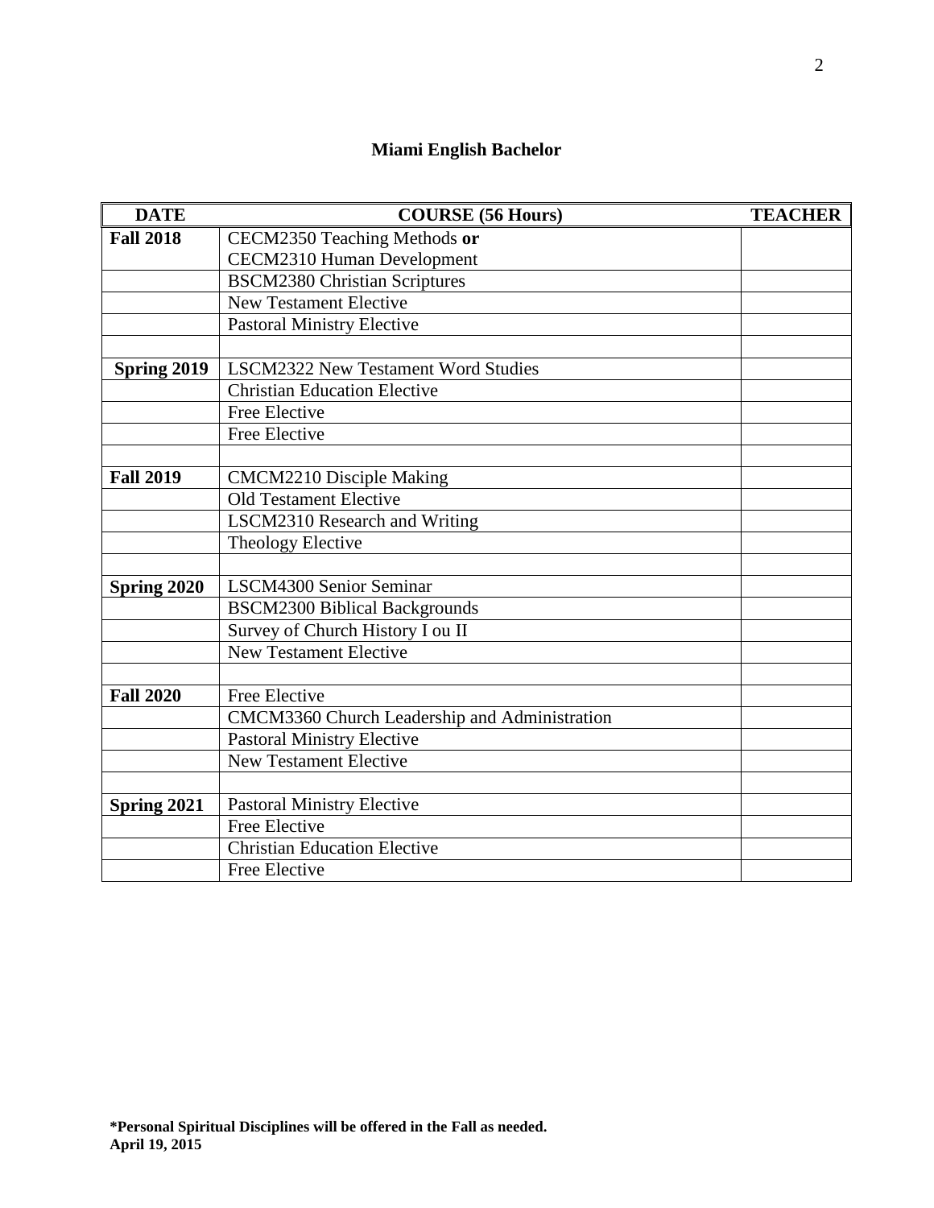# Miami English Bachelor

| DATE | COURSE (56 Hours) | TEACHER |
|---|---|---|
| **Fall 2018** | CECM2350 Teaching Methods **or** CECM2310 Human Development | |
| | BSCM2380 Christian Scriptures | |
| | New Testament Elective | |
| | Pastoral Ministry Elective | |
| | | |
| **Spring 2019** | LSCM2322 New Testament Word Studies | |
| | Christian Education Elective | |
| | Free Elective | |
| | Free Elective | |
| | | |
| **Fall 2019** | CMCM2210 Disciple Making | |
| | Old Testament Elective | |
| | LSCM2310 Research and Writing | |
| | Theology Elective | |
| | | |
| **Spring 2020** | LSCM4300 Senior Seminar | |
| | BSCM2300 Biblical Backgrounds | |
| | Survey of Church History I ou II | |
| | New Testament Elective | |
| | | |
| **Fall 2020** | Free Elective | |
| | CMCM3360 Church Leadership and Administration | |
| | Pastoral Ministry Elective | |
| | New Testament Elective | |
| | | |
| **Spring 2021** | Pastoral Ministry Elective | |
| | Free Elective | |
| | Christian Education Elective | |
| | Free Elective | |

**\*Personal Spiritual Disciplines will be offered in the Fall as needed.**
**April 19, 2015**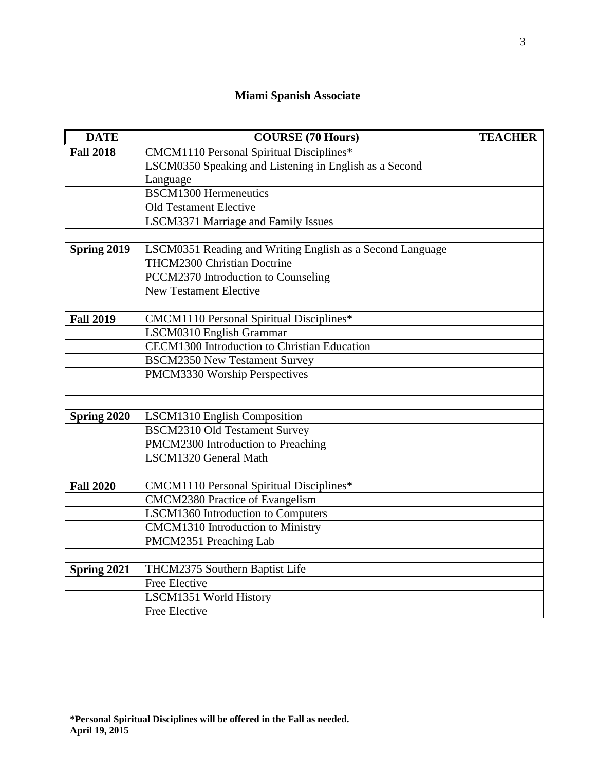# Miami Spanish Associate

| DATE | COURSE (70 Hours) | TEACHER |
|---|---|---|
| **Fall 2018** | CMCM1110 Personal Spiritual Disciplines* | |
| | LSCM0350 Speaking and Listening in English as a Second Language | |
| | BSCM1300 Hermeneutics | |
| | Old Testament Elective | |
| | LSCM3371 Marriage and Family Issues | |
| | | |
| **Spring 2019** | LSCM0351 Reading and Writing English as a Second Language | |
| | THCM2300 Christian Doctrine | |
| | PCCM2370 Introduction to Counseling | |
| | New Testament Elective | |
| | | |
| **Fall 2019** | CMCM1110 Personal Spiritual Disciplines* | |
| | LSCM0310 English Grammar | |
| | CECM1300 Introduction to Christian Education | |
| | BSCM2350 New Testament Survey | |
| | PMCM3330 Worship Perspectives | |
| | | |
| | | |
| **Spring 2020** | LSCM1310 English Composition | |
| | BSCM2310 Old Testament Survey | |
| | PMCM2300 Introduction to Preaching | |
| | LSCM1320 General Math | |
| | | |
| **Fall 2020** | CMCM1110 Personal Spiritual Disciplines* | |
| | CMCM2380 Practice of Evangelism | |
| | LSCM1360 Introduction to Computers | |
| | CMCM1310 Introduction to Ministry | |
| | PMCM2351 Preaching Lab | |
| | | |
| **Spring 2021** | THCM2375 Southern Baptist Life | |
| | Free Elective | |
| | LSCM1351 World History | |
| | Free Elective | |

**\*Personal Spiritual Disciplines will be offered in the Fall as needed.**
**April 19, 2015**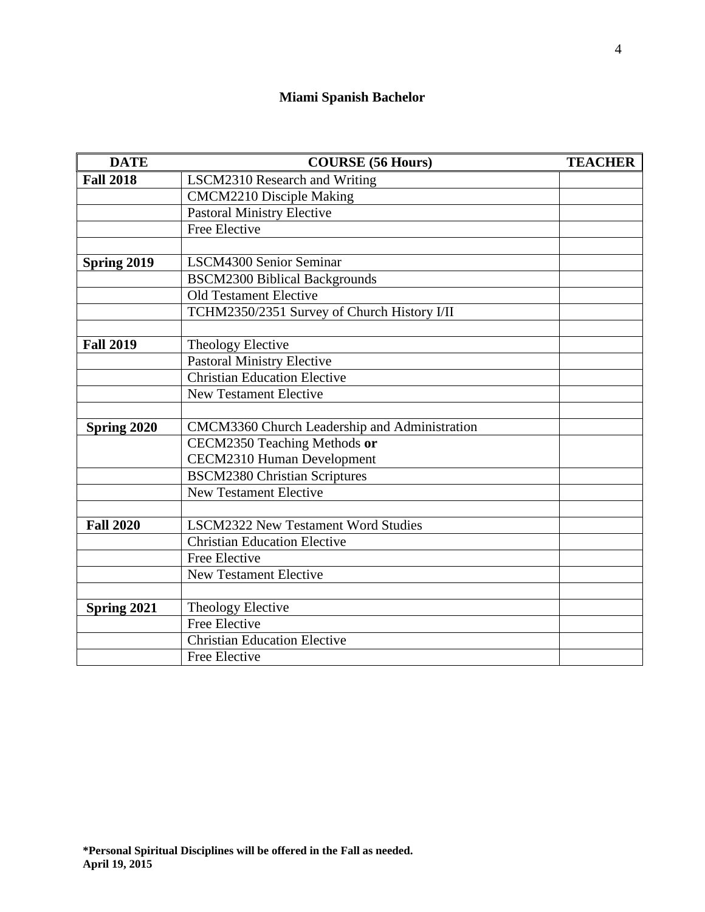# Miami Spanish Bachelor

| DATE | COURSE (56 Hours) | TEACHER |
|---|---|---|
| **Fall 2018** | LSCM2310 Research and Writing | |
| | CMCM2210 Disciple Making | |
| | Pastoral Ministry Elective | |
| | Free Elective | |
| | | |
| **Spring 2019** | LSCM4300 Senior Seminar | |
| | BSCM2300 Biblical Backgrounds | |
| | Old Testament Elective | |
| | TCHM2350/2351 Survey of Church History I/II | |
| | | |
| **Fall 2019** | Theology Elective | |
| | Pastoral Ministry Elective | |
| | Christian Education Elective | |
| | New Testament Elective | |
| | | |
| **Spring 2020** | CMCM3360 Church Leadership and Administration | |
| | CECM2350 Teaching Methods **or** CECM2310 Human Development | |
| | BSCM2380 Christian Scriptures | |
| | New Testament Elective | |
| | | |
| **Fall 2020** | LSCM2322 New Testament Word Studies | |
| | Christian Education Elective | |
| | Free Elective | |
| | New Testament Elective | |
| | | |
| **Spring 2021** | Theology Elective | |
| | Free Elective | |
| | Christian Education Elective | |
| | Free Elective | |

**\*Personal Spiritual Disciplines will be offered in the Fall as needed.**
**April 19, 2015**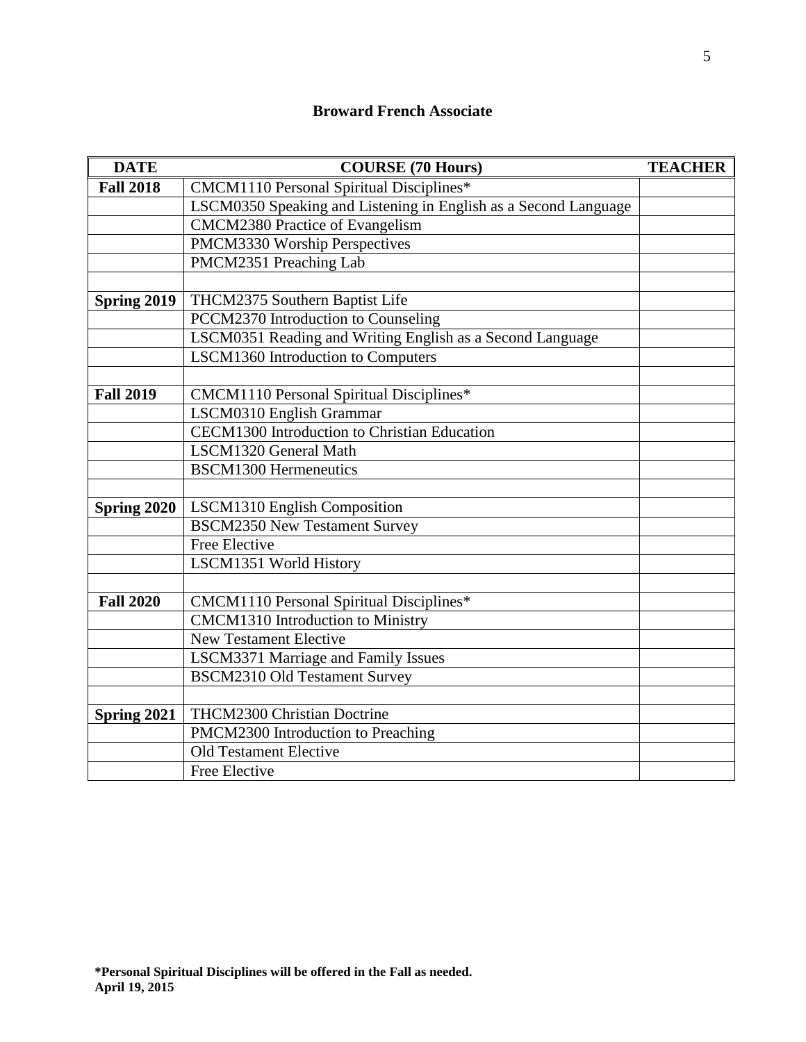## Broward French Associate

| DATE | COURSE (70 Hours) | TEACHER |
|---|---|---|
| **Fall 2018** | CMCM1110 Personal Spiritual Disciplines* | |
| | LSCM0350 Speaking and Listening in English as a Second Language | |
| | CMCM2380 Practice of Evangelism | |
| | PMCM3330 Worship Perspectives | |
| | PMCM2351 Preaching Lab | |
| | | |
| **Spring 2019** | THCM2375 Southern Baptist Life | |
| | PCCM2370 Introduction to Counseling | |
| | LSCM0351 Reading and Writing English as a Second Language | |
| | LSCM1360 Introduction to Computers | |
| | | |
| **Fall 2019** | CMCM1110 Personal Spiritual Disciplines* | |
| | LSCM0310 English Grammar | |
| | CECM1300 Introduction to Christian Education | |
| | LSCM1320 General Math | |
| | BSCM1300 Hermeneutics | |
| | | |
| **Spring 2020** | LSCM1310 English Composition | |
| | BSCM2350 New Testament Survey | |
| | Free Elective | |
| | LSCM1351 World History | |
| | | |
| **Fall 2020** | CMCM1110 Personal Spiritual Disciplines* | |
| | CMCM1310 Introduction to Ministry | |
| | New Testament Elective | |
| | LSCM3371 Marriage and Family Issues | |
| | BSCM2310 Old Testament Survey | |
| | | |
| **Spring 2021** | THCM2300 Christian Doctrine | |
| | PMCM2300 Introduction to Preaching | |
| | Old Testament Elective | |
| | Free Elective | |

**\*Personal Spiritual Disciplines will be offered in the Fall as needed.**
**April 19, 2015**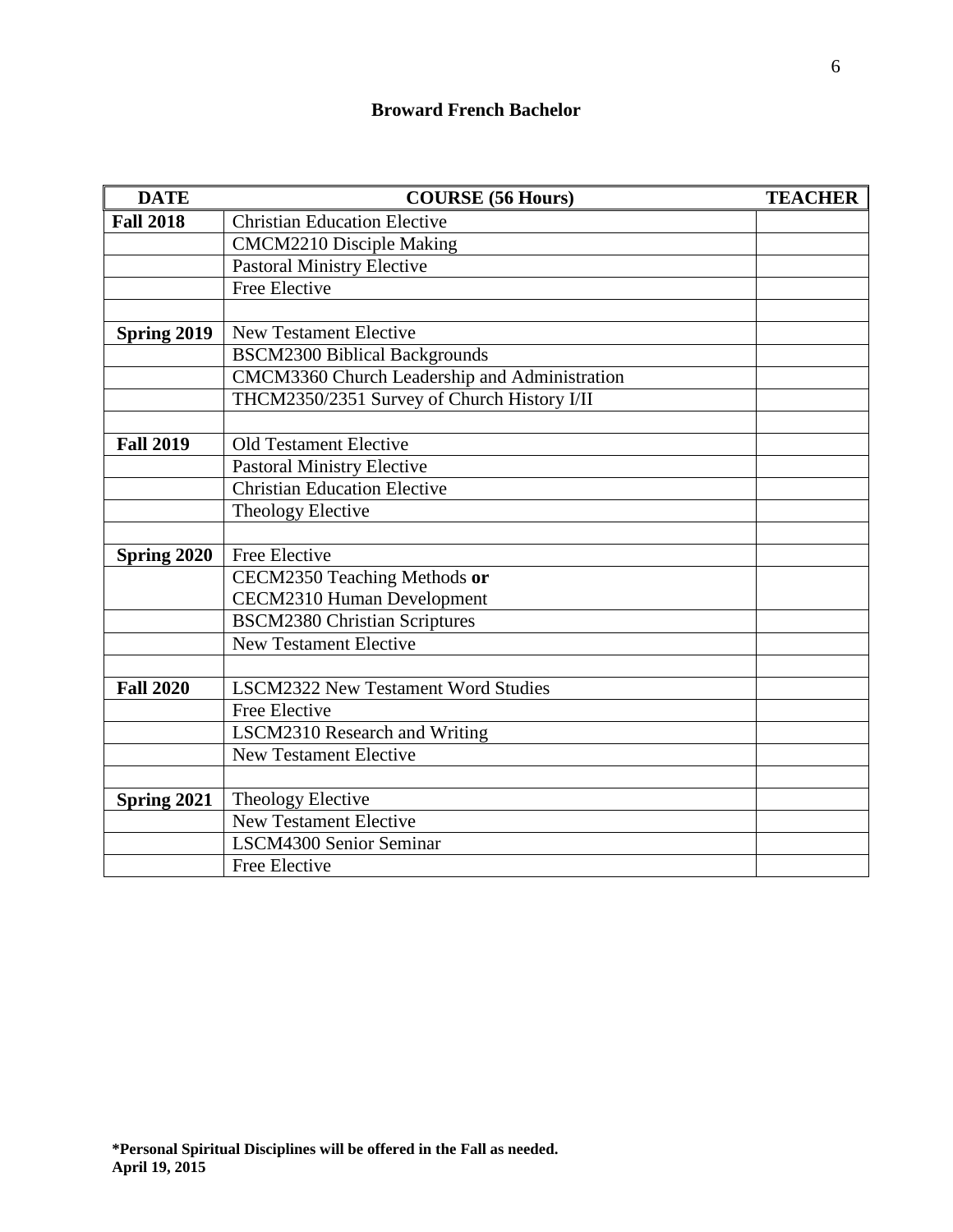**Broward French Bachelor**

| DATE | COURSE (56 Hours) | TEACHER |
|---|---|---|
| **Fall 2018** | Christian Education Elective | |
| | CMCM2210 Disciple Making | |
| | Pastoral Ministry Elective | |
| | Free Elective | |
| | | |
| **Spring 2019** | New Testament Elective | |
| | BSCM2300 Biblical Backgrounds | |
| | CMCM3360 Church Leadership and Administration | |
| | THCM2350/2351 Survey of Church History I/II | |
| | | |
| **Fall 2019** | Old Testament Elective | |
| | Pastoral Ministry Elective | |
| | Christian Education Elective | |
| | Theology Elective | |
| | | |
| **Spring 2020** | Free Elective | |
| | CECM2350 Teaching Methods **or** CECM2310 Human Development | |
| | BSCM2380 Christian Scriptures | |
| | New Testament Elective | |
| | | |
| **Fall 2020** | LSCM2322 New Testament Word Studies | |
| | Free Elective | |
| | LSCM2310 Research and Writing | |
| | New Testament Elective | |
| | | |
| **Spring 2021** | Theology Elective | |
| | New Testament Elective | |
| | LSCM4300 Senior Seminar | |
| | Free Elective | |

**\*Personal Spiritual Disciplines will be offered in the Fall as needed.**
**April 19, 2015**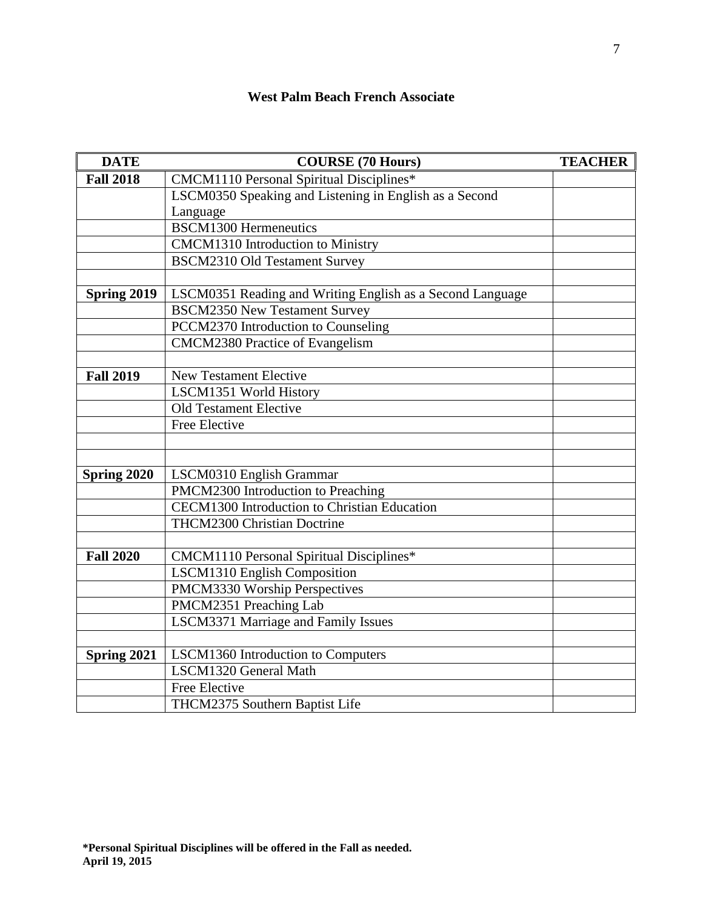**West Palm Beach French Associate**

| DATE | COURSE (70 Hours) | TEACHER |
|---|---|---|
| **Fall 2018** | CMCM1110 Personal Spiritual Disciplines* | |
| | LSCM0350 Speaking and Listening in English as a Second Language | |
| | BSCM1300 Hermeneutics | |
| | CMCM1310 Introduction to Ministry | |
| | BSCM2310 Old Testament Survey | |
| | | |
| **Spring 2019** | LSCM0351 Reading and Writing English as a Second Language | |
| | BSCM2350 New Testament Survey | |
| | PCCM2370 Introduction to Counseling | |
| | CMCM2380 Practice of Evangelism | |
| | | |
| **Fall 2019** | New Testament Elective | |
| | LSCM1351 World History | |
| | Old Testament Elective | |
| | Free Elective | |
| | | |
| | | |
| **Spring 2020** | LSCM0310 English Grammar | |
| | PMCM2300 Introduction to Preaching | |
| | CECM1300 Introduction to Christian Education | |
| | THCM2300 Christian Doctrine | |
| | | |
| **Fall 2020** | CMCM1110 Personal Spiritual Disciplines* | |
| | LSCM1310 English Composition | |
| | PMCM3330 Worship Perspectives | |
| | PMCM2351 Preaching Lab | |
| | LSCM3371 Marriage and Family Issues | |
| | | |
| **Spring 2021** | LSCM1360 Introduction to Computers | |
| | LSCM1320 General Math | |
| | Free Elective | |
| | THCM2375 Southern Baptist Life | |

**\*Personal Spiritual Disciplines will be offered in the Fall as needed.**
**April 19, 2015**